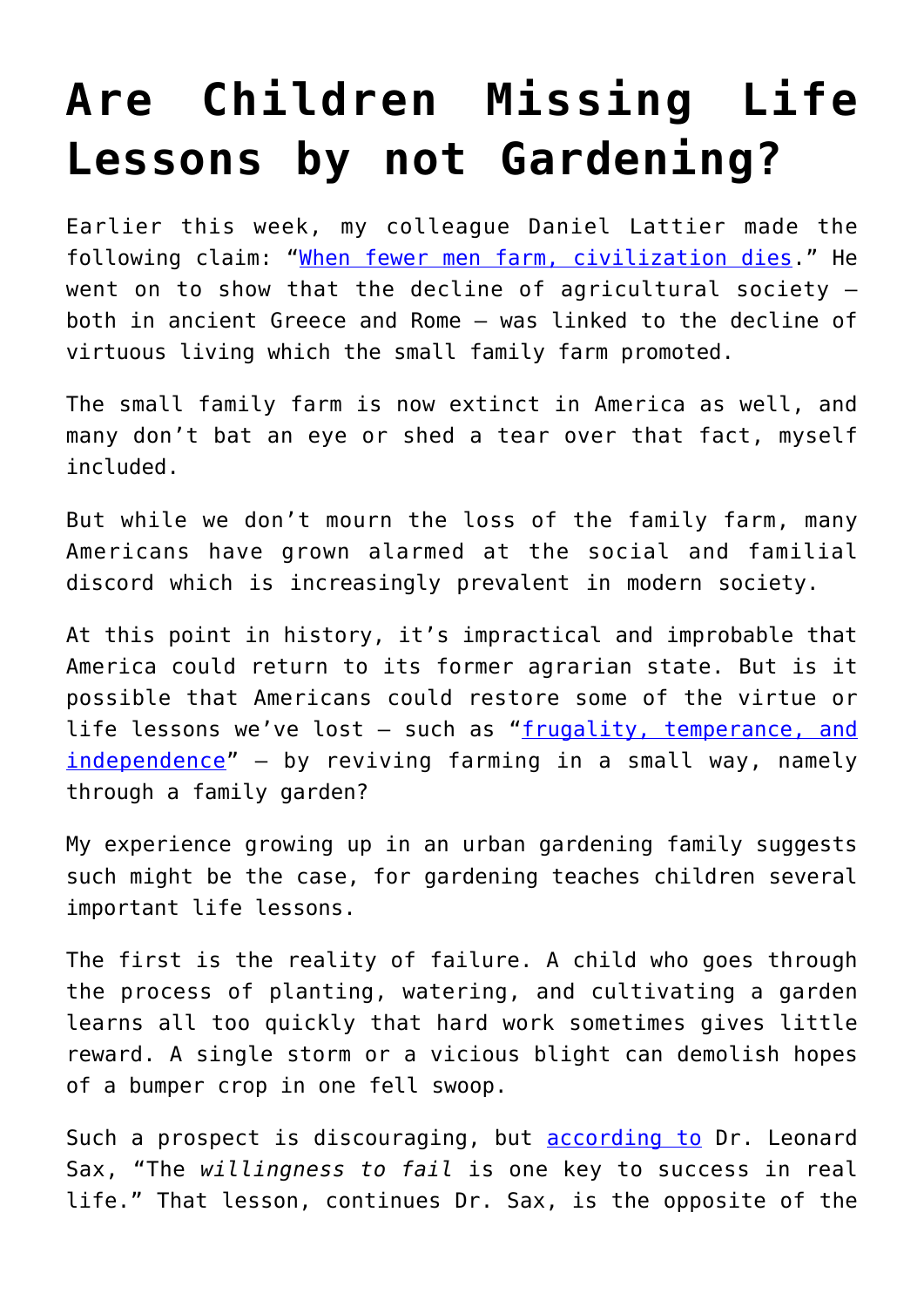# Are Children Missing Life Lessons by not Gardening?

Earlier this week, my colleague Daniel Lattier made the following claim: "When fewer men farm, civilization dies." He went on to show that the decline of agricultural society – both in ancient Greece and Rome – was linked to the decline of virtuous living which the small family farm promoted.

The small family farm is now extinct in America as well, and many don't bat an eye or shed a tear over that fact, myself included.

But while we don't mourn the loss of the family farm, many Americans have grown alarmed at the social and familial discord which is increasingly prevalent in modern society.

At this point in history, it's impractical and improbable that America could return to its former agrarian state. But is it possible that Americans could restore some of the virtue or life lessons we've lost – such as "frugality, temperance, and independence" – by reviving farming in a small way, namely through a family garden?

My experience growing up in an urban gardening family suggests such might be the case, for gardening teaches children several important life lessons.

The first is the reality of failure. A child who goes through the process of planting, watering, and cultivating a garden learns all too quickly that hard work sometimes gives little reward. A single storm or a vicious blight can demolish hopes of a bumper crop in one fell swoop.

Such a prospect is discouraging, but according to Dr. Leonard Sax, "The *willingness to fail* is one key to success in real life." That lesson, continues Dr. Sax, is the opposite of the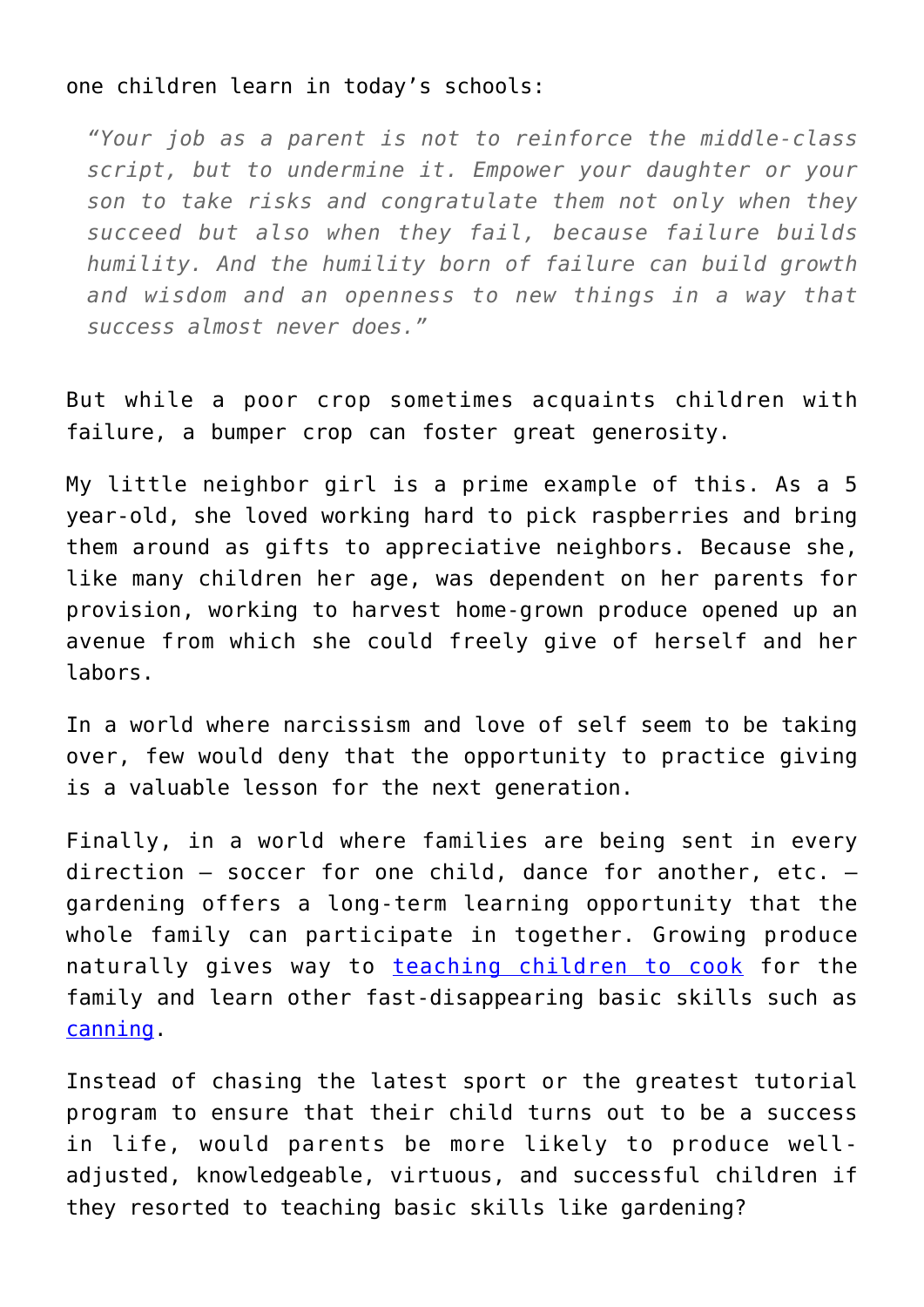one children learn in today's schools:

> *"Your job as a parent is not to reinforce the middle-class script, but to undermine it. Empower your daughter or your son to take risks and congratulate them not only when they succeed but also when they fail, because failure builds humility. And the humility born of failure can build growth and wisdom and an openness to new things in a way that success almost never does."*

But while a poor crop sometimes acquaints children with failure, a bumper crop can foster great generosity.

My little neighbor girl is a prime example of this. As a 5 year-old, she loved working hard to pick raspberries and bring them around as gifts to appreciative neighbors. Because she, like many children her age, was dependent on her parents for provision, working to harvest home-grown produce opened up an avenue from which she could freely give of herself and her labors.

In a world where narcissism and love of self seem to be taking over, few would deny that the opportunity to practice giving is a valuable lesson for the next generation.

Finally, in a world where families are being sent in every direction – soccer for one child, dance for another, etc. – gardening offers a long-term learning opportunity that the whole family can participate in together. Growing produce naturally gives way to teaching children to cook for the family and learn other fast-disappearing basic skills such as canning.

Instead of chasing the latest sport or the greatest tutorial program to ensure that their child turns out to be a success in life, would parents be more likely to produce well-adjusted, knowledgeable, virtuous, and successful children if they resorted to teaching basic skills like gardening?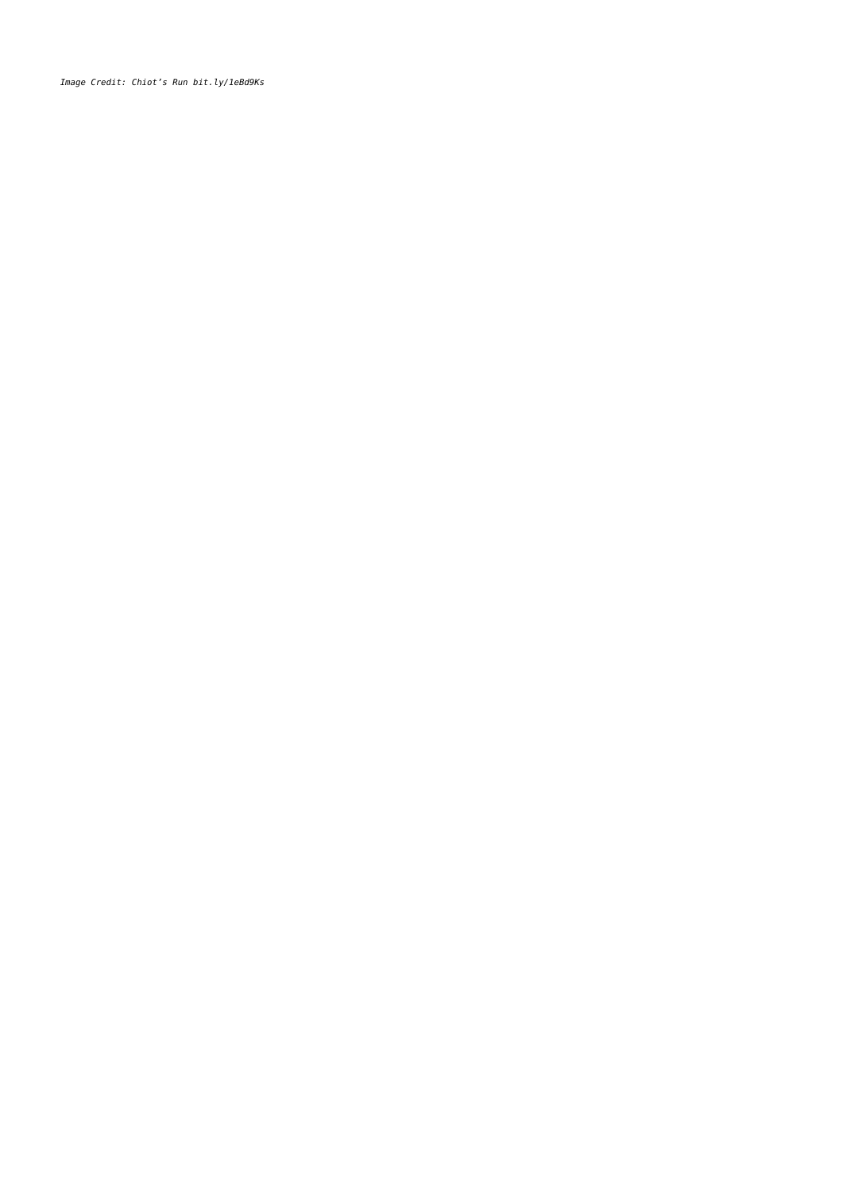*Image Credit: Chiot's Run bit.ly/1eBd9Ks*